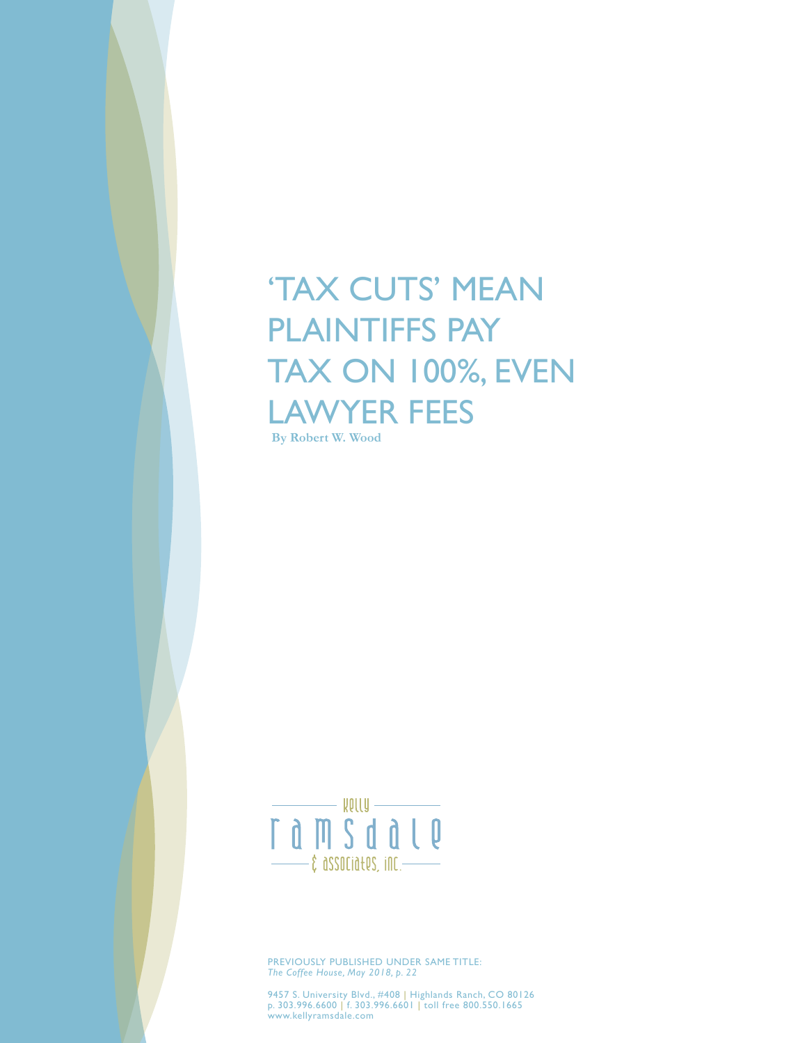# 'TAX CUTS' MEAN PLAINTIFFS PAY TAX ON 100%, EVEN LAWYER FEES

**By Robert W. Wood**

Kelly Ramsdale & Associates, Inc.

PREVIOUSLY PUBLISHED UNDER SAME TITLE:
*The Coffee House, May 2018, p. 22*

9457 S. University Blvd., #408 | Highlands Ranch, CO 80126
p. 303.996.6600 | f. 303.996.6601 | toll free 800.550.1665
www.kellyramsdale.com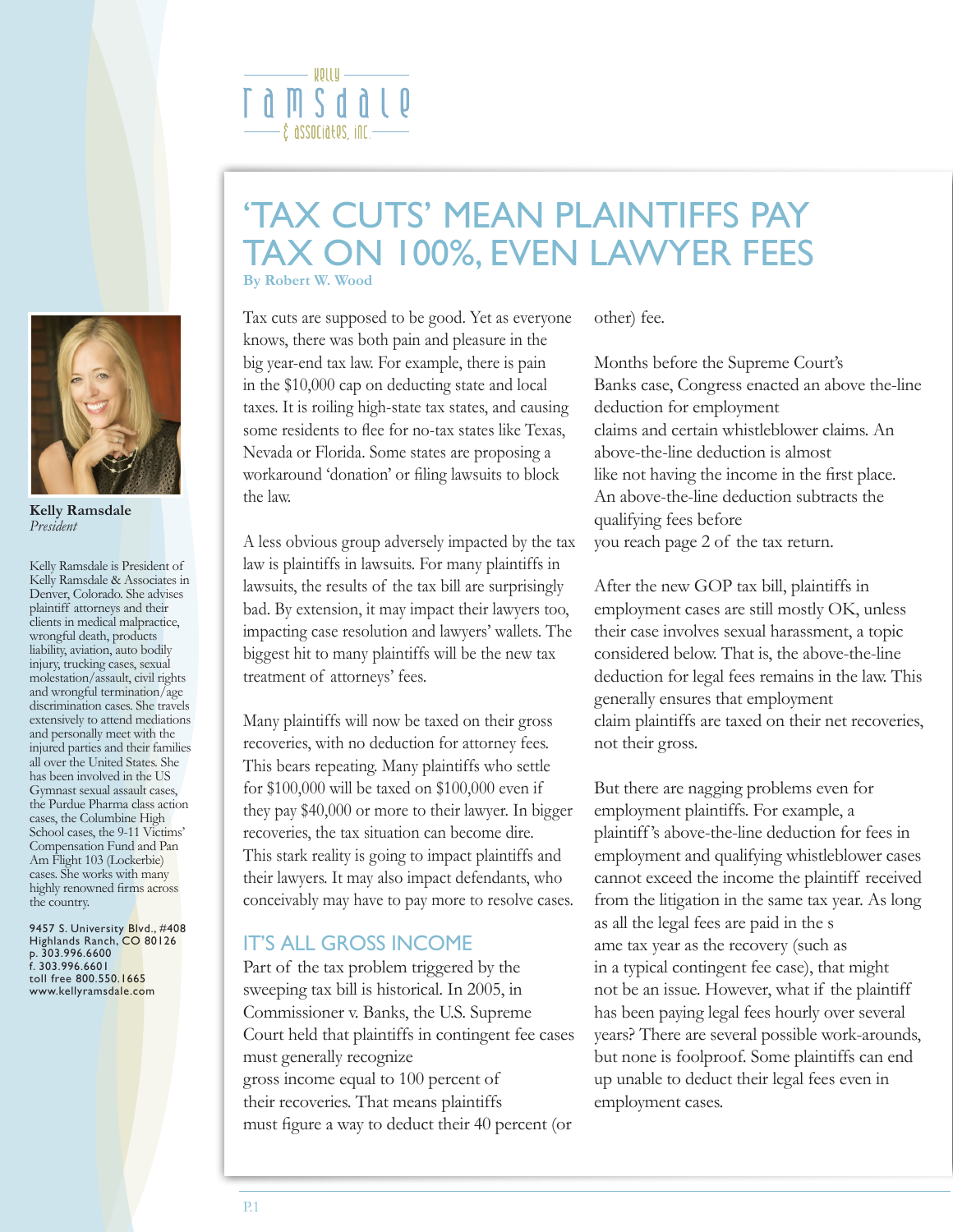# 'TAX CUTS' MEAN PLAINTIFFS PAY TAX ON 100%, EVEN LAWYER FEES

**By Robert W. Wood**

Tax cuts are supposed to be good. Yet as everyone knows, there was both pain and pleasure in the big year-end tax law. For example, there is pain in the $10,000 cap on deducting state and local taxes. It is roiling high-state tax states, and causing some residents to flee for no-tax states like Texas, Nevada or Florida. Some states are proposing a workaround 'donation' or filing lawsuits to block the law.

A less obvious group adversely impacted by the tax law is plaintiffs in lawsuits. For many plaintiffs in lawsuits, the results of the tax bill are surprisingly bad. By extension, it may impact their lawyers too, impacting case resolution and lawyers' wallets. The biggest hit to many plaintiffs will be the new tax treatment of attorneys' fees.

Many plaintiffs will now be taxed on their gross recoveries, with no deduction for attorney fees. This bears repeating. Many plaintiffs who settle for $100,000 will be taxed on $100,000 even if they pay $40,000 or more to their lawyer. In bigger recoveries, the tax situation can become dire. This stark reality is going to impact plaintiffs and their lawyers. It may also impact defendants, who conceivably may have to pay more to resolve cases.

## IT'S ALL GROSS INCOME

Part of the tax problem triggered by the sweeping tax bill is historical. In 2005, in Commissioner v. Banks, the U.S. Supreme Court held that plaintiffs in contingent fee cases must generally recognize gross income equal to 100 percent of their recoveries. That means plaintiffs must figure a way to deduct their 40 percent (or other) fee.

Months before the Supreme Court's Banks case, Congress enacted an above the-line deduction for employment claims and certain whistleblower claims. An above-the-line deduction is almost like not having the income in the first place. An above-the-line deduction subtracts the qualifying fees before you reach page 2 of the tax return.

After the new GOP tax bill, plaintiffs in employment cases are still mostly OK, unless their case involves sexual harassment, a topic considered below. That is, the above-the-line deduction for legal fees remains in the law. This generally ensures that employment claim plaintiffs are taxed on their net recoveries, not their gross.

But there are nagging problems even for employment plaintiffs. For example, a plaintiff's above-the-line deduction for fees in employment and qualifying whistleblower cases cannot exceed the income the plaintiff received from the litigation in the same tax year. As long as all the legal fees are paid in the same tax year as the recovery (such as in a typical contingent fee case), that might not be an issue. However, what if the plaintiff has been paying legal fees hourly over several years? There are several possible work-arounds, but none is foolproof. Some plaintiffs can end up unable to deduct their legal fees even in employment cases.

**Kelly Ramsdale**
*President*

Kelly Ramsdale is President of Kelly Ramsdale & Associates in Denver, Colorado. She advises plaintiff attorneys and their clients in medical malpractice, wrongful death, products liability, aviation, auto bodily injury, trucking cases, sexual molestation/assault, civil rights and wrongful termination/age discrimination cases. She travels extensively to attend mediations and personally meet with the injured parties and their families all over the United States. She has been involved in the US Gymnast sexual assault cases, the Purdue Pharma class action cases, the Columbine High School cases, the 9-11 Victims' Compensation Fund and Pan Am Flight 103 (Lockerbie) cases. She works with many highly renowned firms across the country.

9457 S. University Blvd., #408
Highlands Ranch, CO 80126
p. 303.996.6600
f. 303.996.6601
toll free 800.550.1665
www.kellyramsdale.com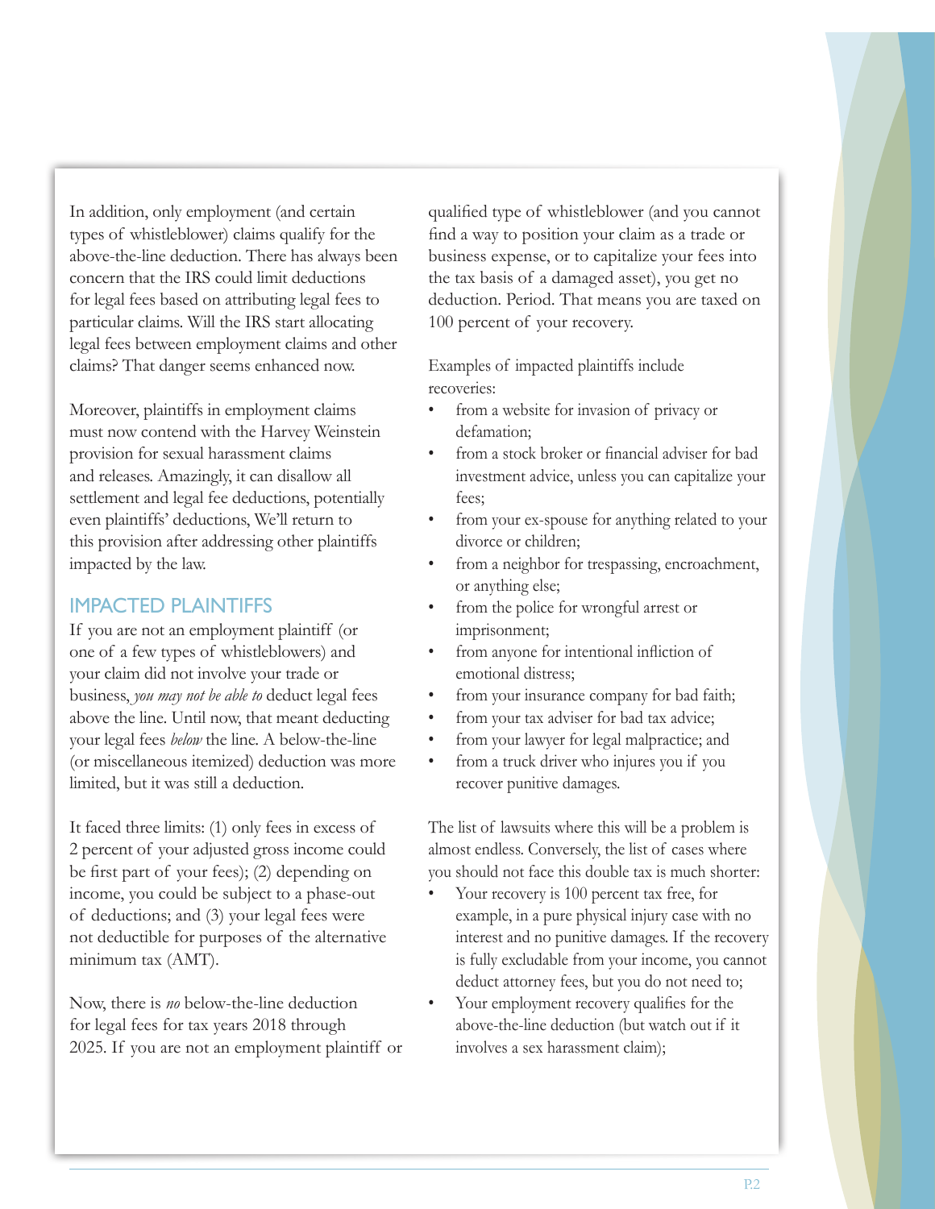In addition, only employment (and certain types of whistleblower) claims qualify for the above-the-line deduction. There has always been concern that the IRS could limit deductions for legal fees based on attributing legal fees to particular claims. Will the IRS start allocating legal fees between employment claims and other claims? That danger seems enhanced now.

Moreover, plaintiffs in employment claims must now contend with the Harvey Weinstein provision for sexual harassment claims and releases. Amazingly, it can disallow all settlement and legal fee deductions, potentially even plaintiffs' deductions, We'll return to this provision after addressing other plaintiffs impacted by the law.

## IMPACTED PLAINTIFFS

If you are not an employment plaintiff (or one of a few types of whistleblowers) and your claim did not involve your trade or business, *you may not be able to* deduct legal fees above the line. Until now, that meant deducting your legal fees *below* the line. A below-the-line (or miscellaneous itemized) deduction was more limited, but it was still a deduction.

It faced three limits: (1) only fees in excess of 2 percent of your adjusted gross income could be first part of your fees); (2) depending on income, you could be subject to a phase-out of deductions; and (3) your legal fees were not deductible for purposes of the alternative minimum tax (AMT).

Now, there is *no* below-the-line deduction for legal fees for tax years 2018 through 2025. If you are not an employment plaintiff or qualified type of whistleblower (and you cannot find a way to position your claim as a trade or business expense, or to capitalize your fees into the tax basis of a damaged asset), you get no deduction. Period. That means you are taxed on 100 percent of your recovery.

Examples of impacted plaintiffs include recoveries:

- from a website for invasion of privacy or defamation;
- from a stock broker or financial adviser for bad investment advice, unless you can capitalize your fees;
- from your ex-spouse for anything related to your divorce or children;
- from a neighbor for trespassing, encroachment, or anything else;
- from the police for wrongful arrest or imprisonment;
- from anyone for intentional infliction of emotional distress;
- from your insurance company for bad faith;
- from your tax adviser for bad tax advice;
- from your lawyer for legal malpractice; and
- from a truck driver who injures you if you recover punitive damages.

The list of lawsuits where this will be a problem is almost endless. Conversely, the list of cases where you should not face this double tax is much shorter:

- Your recovery is 100 percent tax free, for example, in a pure physical injury case with no interest and no punitive damages. If the recovery is fully excludable from your income, you cannot deduct attorney fees, but you do not need to;
- Your employment recovery qualifies for the above-the-line deduction (but watch out if it involves a sex harassment claim);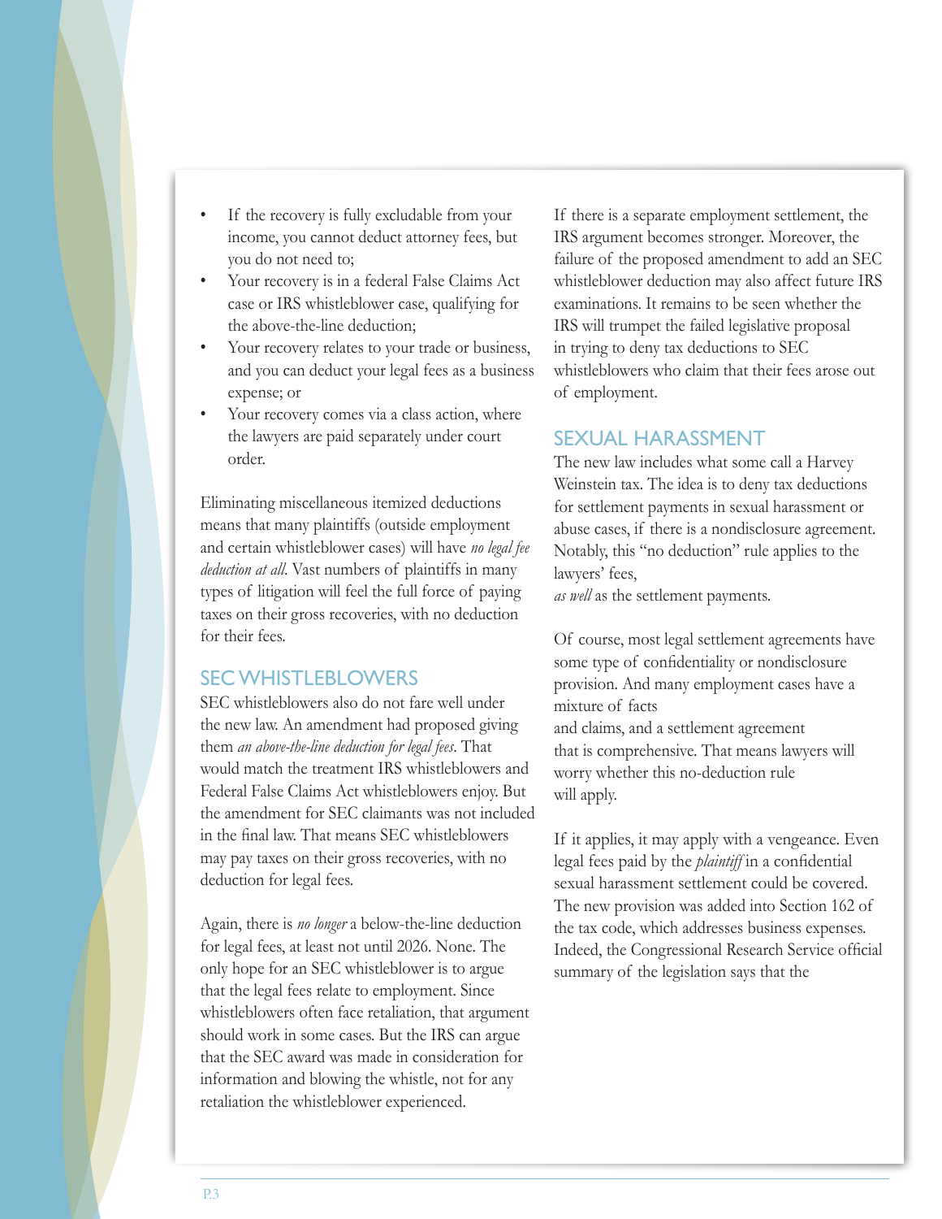- If the recovery is fully excludable from your income, you cannot deduct attorney fees, but you do not need to;
- Your recovery is in a federal False Claims Act case or IRS whistleblower case, qualifying for the above-the-line deduction;
- Your recovery relates to your trade or business, and you can deduct your legal fees as a business expense; or
- Your recovery comes via a class action, where the lawyers are paid separately under court order.

Eliminating miscellaneous itemized deductions means that many plaintiffs (outside employment and certain whistleblower cases) will have *no legal fee deduction at all*. Vast numbers of plaintiffs in many types of litigation will feel the full force of paying taxes on their gross recoveries, with no deduction for their fees.

## SEC WHISTLEBLOWERS

SEC whistleblowers also do not fare well under the new law. An amendment had proposed giving them *an above-the-line deduction for legal fees*. That would match the treatment IRS whistleblowers and Federal False Claims Act whistleblowers enjoy. But the amendment for SEC claimants was not included in the final law. That means SEC whistleblowers may pay taxes on their gross recoveries, with no deduction for legal fees.

Again, there is *no longer* a below-the-line deduction for legal fees, at least not until 2026. None. The only hope for an SEC whistleblower is to argue that the legal fees relate to employment. Since whistleblowers often face retaliation, that argument should work in some cases. But the IRS can argue that the SEC award was made in consideration for information and blowing the whistle, not for any retaliation the whistleblower experienced.

If there is a separate employment settlement, the IRS argument becomes stronger. Moreover, the failure of the proposed amendment to add an SEC whistleblower deduction may also affect future IRS examinations. It remains to be seen whether the IRS will trumpet the failed legislative proposal in trying to deny tax deductions to SEC whistleblowers who claim that their fees arose out of employment.

## SEXUAL HARASSMENT

The new law includes what some call a Harvey Weinstein tax. The idea is to deny tax deductions for settlement payments in sexual harassment or abuse cases, if there is a nondisclosure agreement. Notably, this "no deduction" rule applies to the lawyers' fees, *as well* as the settlement payments.

Of course, most legal settlement agreements have some type of confidentiality or nondisclosure provision. And many employment cases have a mixture of facts and claims, and a settlement agreement that is comprehensive. That means lawyers will worry whether this no-deduction rule will apply.

If it applies, it may apply with a vengeance. Even legal fees paid by the *plaintiff* in a confidential sexual harassment settlement could be covered. The new provision was added into Section 162 of the tax code, which addresses business expenses. Indeed, the Congressional Research Service official summary of the legislation says that the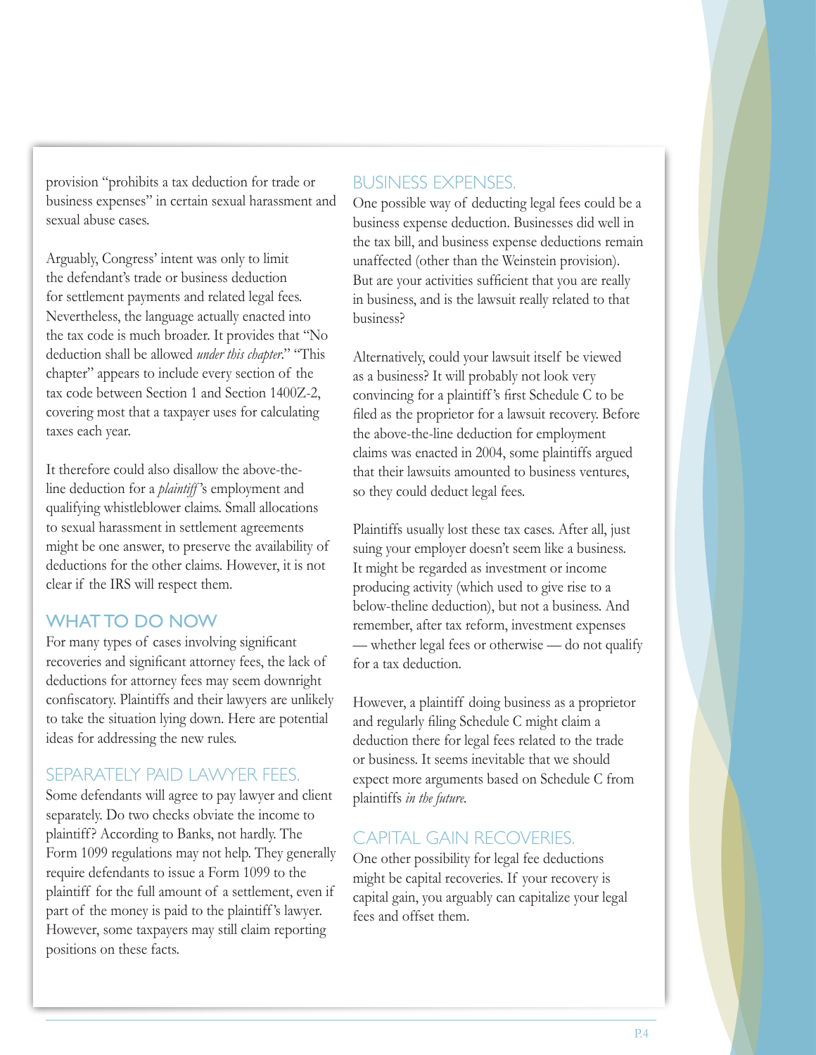provision "prohibits a tax deduction for trade or business expenses" in certain sexual harassment and sexual abuse cases.

Arguably, Congress' intent was only to limit the defendant's trade or business deduction for settlement payments and related legal fees. Nevertheless, the language actually enacted into the tax code is much broader. It provides that "No deduction shall be allowed *under this chapter*." "This chapter" appears to include every section of the tax code between Section 1 and Section 1400Z-2, covering most that a taxpayer uses for calculating taxes each year.

It therefore could also disallow the above-the-line deduction for a *plaintiff* 's employment and qualifying whistleblower claims. Small allocations to sexual harassment in settlement agreements might be one answer, to preserve the availability of deductions for the other claims. However, it is not clear if the IRS will respect them.

## WHAT TO DO NOW

For many types of cases involving significant recoveries and significant attorney fees, the lack of deductions for attorney fees may seem downright confiscatory. Plaintiffs and their lawyers are unlikely to take the situation lying down. Here are potential ideas for addressing the new rules.

### SEPARATELY PAID LAWYER FEES.

Some defendants will agree to pay lawyer and client separately. Do two checks obviate the income to plaintiff? According to Banks, not hardly. The Form 1099 regulations may not help. They generally require defendants to issue a Form 1099 to the plaintiff for the full amount of a settlement, even if part of the money is paid to the plaintiff's lawyer. However, some taxpayers may still claim reporting positions on these facts.

### BUSINESS EXPENSES.

One possible way of deducting legal fees could be a business expense deduction. Businesses did well in the tax bill, and business expense deductions remain unaffected (other than the Weinstein provision). But are your activities sufficient that you are really in business, and is the lawsuit really related to that business?

Alternatively, could your lawsuit itself be viewed as a business? It will probably not look very convincing for a plaintiff's first Schedule C to be filed as the proprietor for a lawsuit recovery. Before the above-the-line deduction for employment claims was enacted in 2004, some plaintiffs argued that their lawsuits amounted to business ventures, so they could deduct legal fees.

Plaintiffs usually lost these tax cases. After all, just suing your employer doesn't seem like a business. It might be regarded as investment or income producing activity (which used to give rise to a below-theline deduction), but not a business. And remember, after tax reform, investment expenses — whether legal fees or otherwise — do not qualify for a tax deduction.

However, a plaintiff doing business as a proprietor and regularly filing Schedule C might claim a deduction there for legal fees related to the trade or business. It seems inevitable that we should expect more arguments based on Schedule C from plaintiffs *in the future*.

### CAPITAL GAIN RECOVERIES.

One other possibility for legal fee deductions might be capital recoveries. If your recovery is capital gain, you arguably can capitalize your legal fees and offset them.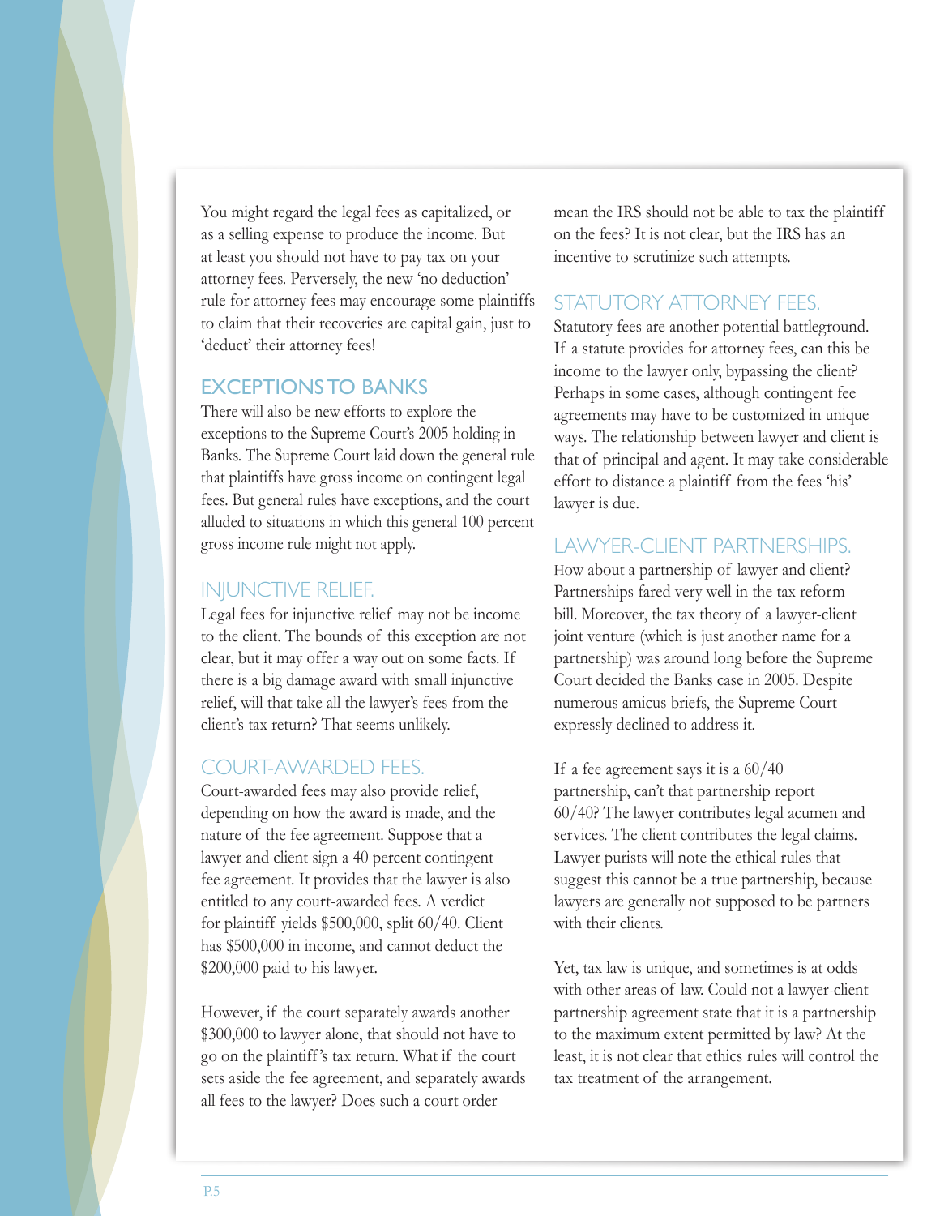You might regard the legal fees as capitalized, or as a selling expense to produce the income. But at least you should not have to pay tax on your attorney fees. Perversely, the new 'no deduction' rule for attorney fees may encourage some plaintiffs to claim that their recoveries are capital gain, just to 'deduct' their attorney fees!

## EXCEPTIONS TO BANKS

There will also be new efforts to explore the exceptions to the Supreme Court's 2005 holding in Banks. The Supreme Court laid down the general rule that plaintiffs have gross income on contingent legal fees. But general rules have exceptions, and the court alluded to situations in which this general 100 percent gross income rule might not apply.

### INJUNCTIVE RELIEF.

Legal fees for injunctive relief may not be income to the client. The bounds of this exception are not clear, but it may offer a way out on some facts. If there is a big damage award with small injunctive relief, will that take all the lawyer's fees from the client's tax return? That seems unlikely.

### COURT-AWARDED FEES.

Court-awarded fees may also provide relief, depending on how the award is made, and the nature of the fee agreement. Suppose that a lawyer and client sign a 40 percent contingent fee agreement. It provides that the lawyer is also entitled to any court-awarded fees. A verdict for plaintiff yields $500,000, split 60/40. Client has $500,000 in income, and cannot deduct the $200,000 paid to his lawyer.

However, if the court separately awards another $300,000 to lawyer alone, that should not have to go on the plaintiff's tax return. What if the court sets aside the fee agreement, and separately awards all fees to the lawyer? Does such a court order mean the IRS should not be able to tax the plaintiff on the fees? It is not clear, but the IRS has an incentive to scrutinize such attempts.

### STATUTORY ATTORNEY FEES.

Statutory fees are another potential battleground. If a statute provides for attorney fees, can this be income to the lawyer only, bypassing the client? Perhaps in some cases, although contingent fee agreements may have to be customized in unique ways. The relationship between lawyer and client is that of principal and agent. It may take considerable effort to distance a plaintiff from the fees 'his' lawyer is due.

### LAWYER-CLIENT PARTNERSHIPS.

How about a partnership of lawyer and client? Partnerships fared very well in the tax reform bill. Moreover, the tax theory of a lawyer-client joint venture (which is just another name for a partnership) was around long before the Supreme Court decided the Banks case in 2005. Despite numerous amicus briefs, the Supreme Court expressly declined to address it.

If a fee agreement says it is a 60/40 partnership, can't that partnership report 60/40? The lawyer contributes legal acumen and services. The client contributes the legal claims. Lawyer purists will note the ethical rules that suggest this cannot be a true partnership, because lawyers are generally not supposed to be partners with their clients.

Yet, tax law is unique, and sometimes is at odds with other areas of law. Could not a lawyer-client partnership agreement state that it is a partnership to the maximum extent permitted by law? At the least, it is not clear that ethics rules will control the tax treatment of the arrangement.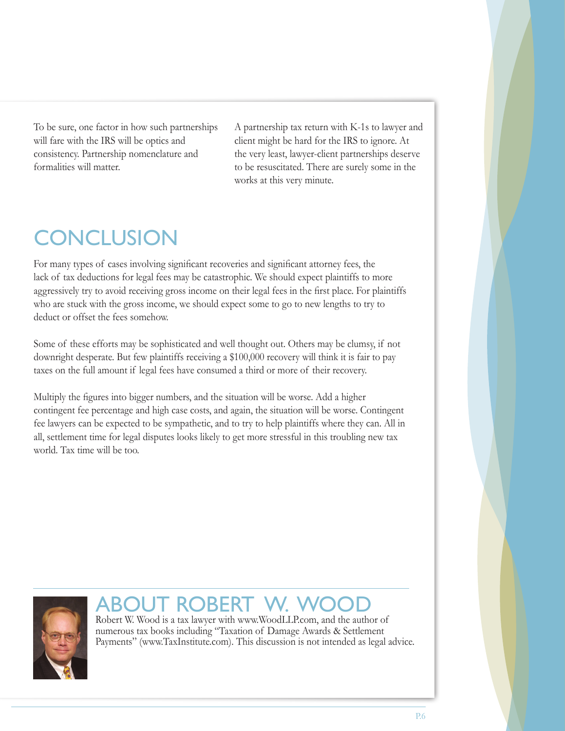To be sure, one factor in how such partnerships will fare with the IRS will be optics and consistency. Partnership nomenclature and formalities will matter.

A partnership tax return with K-1s to lawyer and client might be hard for the IRS to ignore. At the very least, lawyer-client partnerships deserve to be resuscitated. There are surely some in the works at this very minute.

# CONCLUSION

For many types of cases involving significant recoveries and significant attorney fees, the lack of tax deductions for legal fees may be catastrophic. We should expect plaintiffs to more aggressively try to avoid receiving gross income on their legal fees in the first place. For plaintiffs who are stuck with the gross income, we should expect some to go to new lengths to try to deduct or offset the fees somehow.

Some of these efforts may be sophisticated and well thought out. Others may be clumsy, if not downright desperate. But few plaintiffs receiving a $100,000 recovery will think it is fair to pay taxes on the full amount if legal fees have consumed a third or more of their recovery.

Multiply the figures into bigger numbers, and the situation will be worse. Add a higher contingent fee percentage and high case costs, and again, the situation will be worse. Contingent fee lawyers can be expected to be sympathetic, and to try to help plaintiffs where they can. All in all, settlement time for legal disputes looks likely to get more stressful in this troubling new tax world. Tax time will be too.

## ABOUT ROBERT W. WOOD

Robert W. Wood is a tax lawyer with www.WoodLLP.com, and the author of numerous tax books including "Taxation of Damage Awards & Settlement Payments" (www.TaxInstitute.com). This discussion is not intended as legal advice.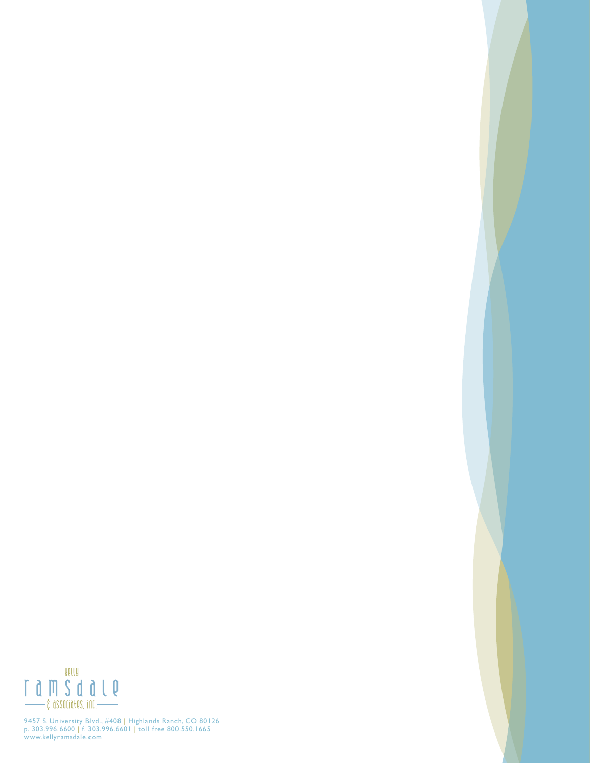kelly
ramsdale
& associates, inc.

9457 S. University Blvd., #408 | Highlands Ranch, CO 80126
p. 303.996.6600 | f. 303.996.6601 | toll free 800.550.1665
www.kellyramsdale.com